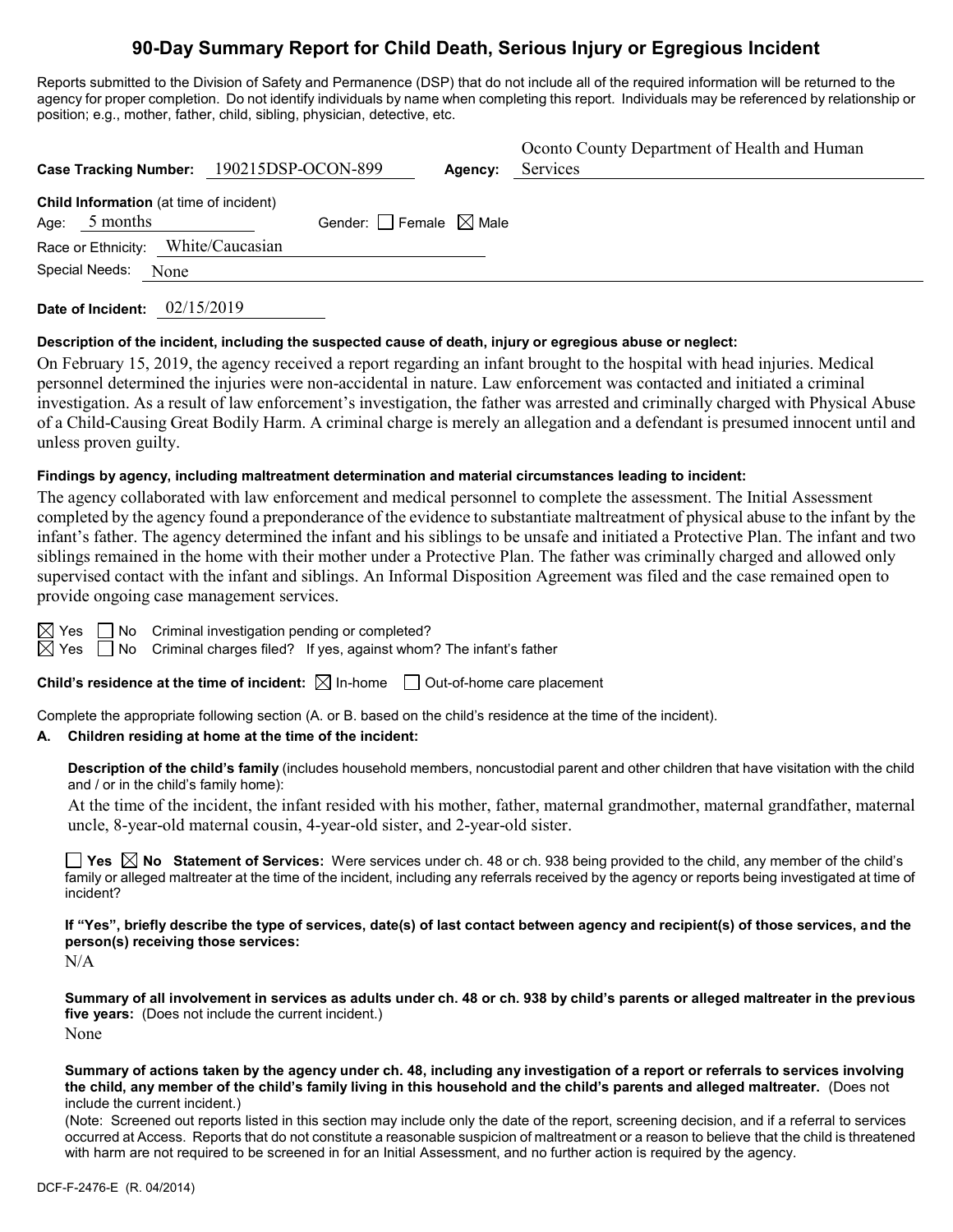# 90-Day Summary Report for Child Death, Serious Injury or Egregious Incident

Reports submitted to the Division of Safety and Permanence (DSP) that do not include all of the required information will be returned to the agency for proper completion. Do not identify individuals by name when completing this report. Individuals may be referenced by relationship or position; e.g., mother, father, child, sibling, physician, detective, etc.

**Case Tracking Number:** 190215DSP-OCON-899 **Agency:** Oconto County Department of Health and Human Services

**Child Information** (at time of incident)

Age: 5 months Gender: ☐ Female ☒ Male

Race or Ethnicity: White/Caucasian

Special Needs: None

**Date of Incident:** 02/15/2019

**Description of the incident, including the suspected cause of death, injury or egregious abuse or neglect:**

On February 15, 2019, the agency received a report regarding an infant brought to the hospital with head injuries. Medical personnel determined the injuries were non-accidental in nature. Law enforcement was contacted and initiated a criminal investigation. As a result of law enforcement's investigation, the father was arrested and criminally charged with Physical Abuse of a Child-Causing Great Bodily Harm. A criminal charge is merely an allegation and a defendant is presumed innocent until and unless proven guilty.

**Findings by agency, including maltreatment determination and material circumstances leading to incident:**

The agency collaborated with law enforcement and medical personnel to complete the assessment. The Initial Assessment completed by the agency found a preponderance of the evidence to substantiate maltreatment of physical abuse to the infant by the infant's father. The agency determined the infant and his siblings to be unsafe and initiated a Protective Plan. The infant and two siblings remained in the home with their mother under a Protective Plan. The father was criminally charged and allowed only supervised contact with the infant and siblings. An Informal Disposition Agreement was filed and the case remained open to provide ongoing case management services.

☒ Yes ☐ No Criminal investigation pending or completed?

☒ Yes ☐ No Criminal charges filed? If yes, against whom? The infant's father

**Child's residence at the time of incident:** ☒ In-home ☐ Out-of-home care placement

Complete the appropriate following section (A. or B. based on the child's residence at the time of the incident).

**A. Children residing at home at the time of the incident:**

**Description of the child's family** (includes household members, noncustodial parent and other children that have visitation with the child and / or in the child's family home):

At the time of the incident, the infant resided with his mother, father, maternal grandmother, maternal grandfather, maternal uncle, 8-year-old maternal cousin, 4-year-old sister, and 2-year-old sister.

☐ **Yes** ☒ **No** **Statement of Services:** Were services under ch. 48 or ch. 938 being provided to the child, any member of the child's family or alleged maltreater at the time of the incident, including any referrals received by the agency or reports being investigated at time of incident?

**If "Yes", briefly describe the type of services, date(s) of last contact between agency and recipient(s) of those services, and the person(s) receiving those services:**

N/A

**Summary of all involvement in services as adults under ch. 48 or ch. 938 by child's parents or alleged maltreater in the previous five years:** (Does not include the current incident.)

None

**Summary of actions taken by the agency under ch. 48, including any investigation of a report or referrals to services involving the child, any member of the child's family living in this household and the child's parents and alleged maltreater.** (Does not include the current incident.)

(Note: Screened out reports listed in this section may include only the date of the report, screening decision, and if a referral to services occurred at Access. Reports that do not constitute a reasonable suspicion of maltreatment or a reason to believe that the child is threatened with harm are not required to be screened in for an Initial Assessment, and no further action is required by the agency.

DCF-F-2476-E (R. 04/2014)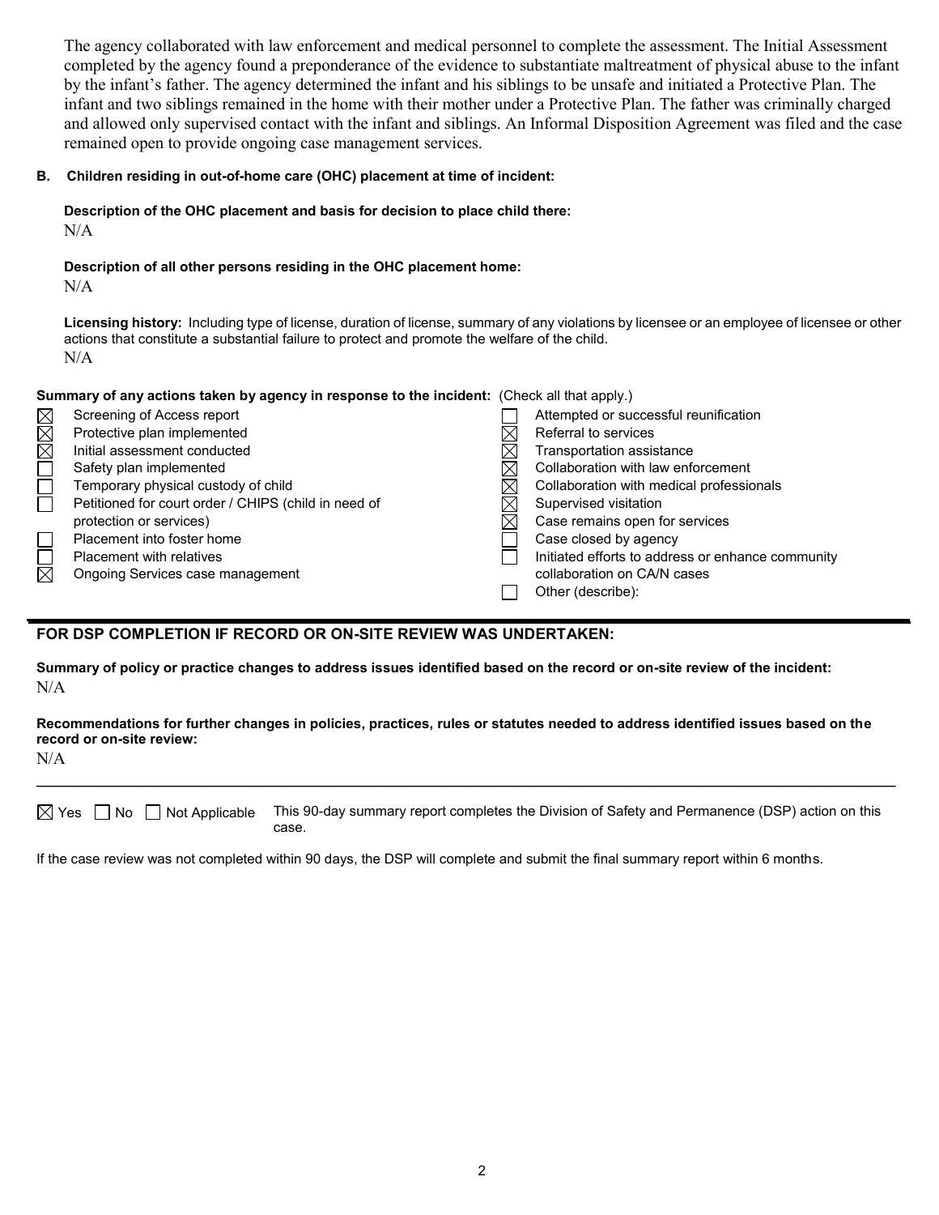The agency collaborated with law enforcement and medical personnel to complete the assessment. The Initial Assessment completed by the agency found a preponderance of the evidence to substantiate maltreatment of physical abuse to the infant by the infant's father. The agency determined the infant and his siblings to be unsafe and initiated a Protective Plan. The infant and two siblings remained in the home with their mother under a Protective Plan. The father was criminally charged and allowed only supervised contact with the infant and siblings. An Informal Disposition Agreement was filed and the case remained open to provide ongoing case management services.

**B. Children residing in out-of-home care (OHC) placement at time of incident:**

**Description of the OHC placement and basis for decision to place child there:**
N/A

**Description of all other persons residing in the OHC placement home:**
N/A

**Licensing history:** Including type of license, duration of license, summary of any violations by licensee or an employee of licensee or other actions that constitute a substantial failure to protect and promote the welfare of the child.
N/A

**Summary of any actions taken by agency in response to the incident:** (Check all that apply.)

- ☒ Screening of Access report
- ☒ Protective plan implemented
- ☒ Initial assessment conducted
- ☐ Safety plan implemented
- ☐ Temporary physical custody of child
- ☐ Petitioned for court order / CHIPS (child in need of protection or services)
- ☐ Placement into foster home
- ☐ Placement with relatives
- ☒ Ongoing Services case management
- ☐ Attempted or successful reunification
- ☒ Referral to services
- ☒ Transportation assistance
- ☒ Collaboration with law enforcement
- ☒ Collaboration with medical professionals
- ☒ Supervised visitation
- ☒ Case remains open for services
- ☐ Case closed by agency
- ☐ Initiated efforts to address or enhance community collaboration on CA/N cases
- ☐ Other (describe):

## FOR DSP COMPLETION IF RECORD OR ON-SITE REVIEW WAS UNDERTAKEN:

**Summary of policy or practice changes to address issues identified based on the record or on-site review of the incident:**
N/A

**Recommendations for further changes in policies, practices, rules or statutes needed to address identified issues based on the record or on-site review:**
N/A

☒ Yes ☐ No ☐ Not Applicable This 90-day summary report completes the Division of Safety and Permanence (DSP) action on this case.

If the case review was not completed within 90 days, the DSP will complete and submit the final summary report within 6 months.